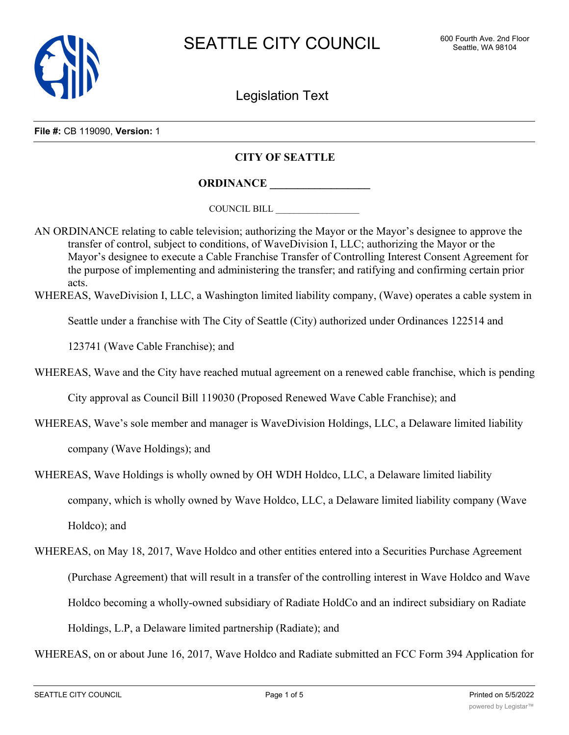**File #:** CB 119090, **Version:** 1

## CITY OF SEATTLE

### ORDINANCE __________________

COUNCIL BILL __________________

AN ORDINANCE relating to cable television; authorizing the Mayor or the Mayor's designee to approve the transfer of control, subject to conditions, of WaveDivision I, LLC; authorizing the Mayor or the Mayor's designee to execute a Cable Franchise Transfer of Controlling Interest Consent Agreement for the purpose of implementing and administering the transfer; and ratifying and confirming certain prior acts.

WHEREAS, WaveDivision I, LLC, a Washington limited liability company, (Wave) operates a cable system in Seattle under a franchise with The City of Seattle (City) authorized under Ordinances 122514 and 123741 (Wave Cable Franchise); and

WHEREAS, Wave and the City have reached mutual agreement on a renewed cable franchise, which is pending City approval as Council Bill 119030 (Proposed Renewed Wave Cable Franchise); and

WHEREAS, Wave's sole member and manager is WaveDivision Holdings, LLC, a Delaware limited liability company (Wave Holdings); and

WHEREAS, Wave Holdings is wholly owned by OH WDH Holdco, LLC, a Delaware limited liability company, which is wholly owned by Wave Holdco, LLC, a Delaware limited liability company (Wave Holdco); and

WHEREAS, on May 18, 2017, Wave Holdco and other entities entered into a Securities Purchase Agreement (Purchase Agreement) that will result in a transfer of the controlling interest in Wave Holdco and Wave Holdco becoming a wholly-owned subsidiary of Radiate HoldCo and an indirect subsidiary on Radiate Holdings, L.P, a Delaware limited partnership (Radiate); and

WHEREAS, on or about June 16, 2017, Wave Holdco and Radiate submitted an FCC Form 394 Application for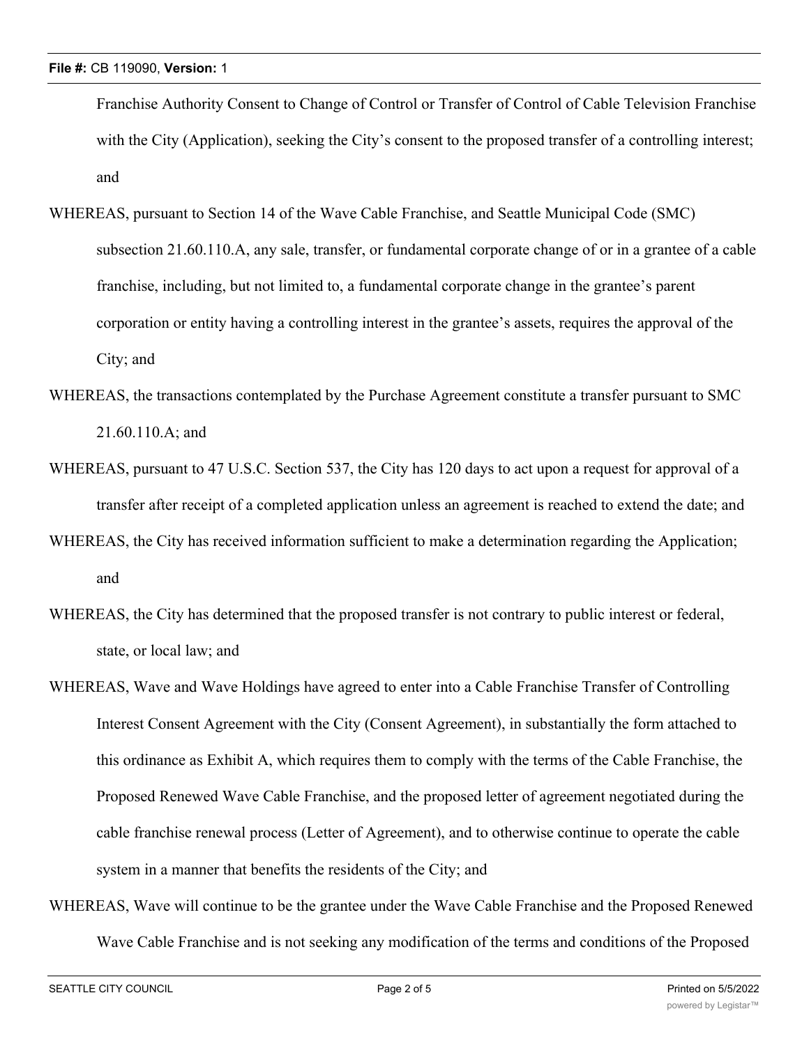Franchise Authority Consent to Change of Control or Transfer of Control of Cable Television Franchise with the City (Application), seeking the City's consent to the proposed transfer of a controlling interest; and

WHEREAS, pursuant to Section 14 of the Wave Cable Franchise, and Seattle Municipal Code (SMC) subsection 21.60.110.A, any sale, transfer, or fundamental corporate change of or in a grantee of a cable franchise, including, but not limited to, a fundamental corporate change in the grantee's parent corporation or entity having a controlling interest in the grantee's assets, requires the approval of the City; and

WHEREAS, the transactions contemplated by the Purchase Agreement constitute a transfer pursuant to SMC 21.60.110.A; and

WHEREAS, pursuant to 47 U.S.C. Section 537, the City has 120 days to act upon a request for approval of a transfer after receipt of a completed application unless an agreement is reached to extend the date; and

WHEREAS, the City has received information sufficient to make a determination regarding the Application; and

WHEREAS, the City has determined that the proposed transfer is not contrary to public interest or federal, state, or local law; and

WHEREAS, Wave and Wave Holdings have agreed to enter into a Cable Franchise Transfer of Controlling Interest Consent Agreement with the City (Consent Agreement), in substantially the form attached to this ordinance as Exhibit A, which requires them to comply with the terms of the Cable Franchise, the Proposed Renewed Wave Cable Franchise, and the proposed letter of agreement negotiated during the cable franchise renewal process (Letter of Agreement), and to otherwise continue to operate the cable system in a manner that benefits the residents of the City; and

WHEREAS, Wave will continue to be the grantee under the Wave Cable Franchise and the Proposed Renewed Wave Cable Franchise and is not seeking any modification of the terms and conditions of the Proposed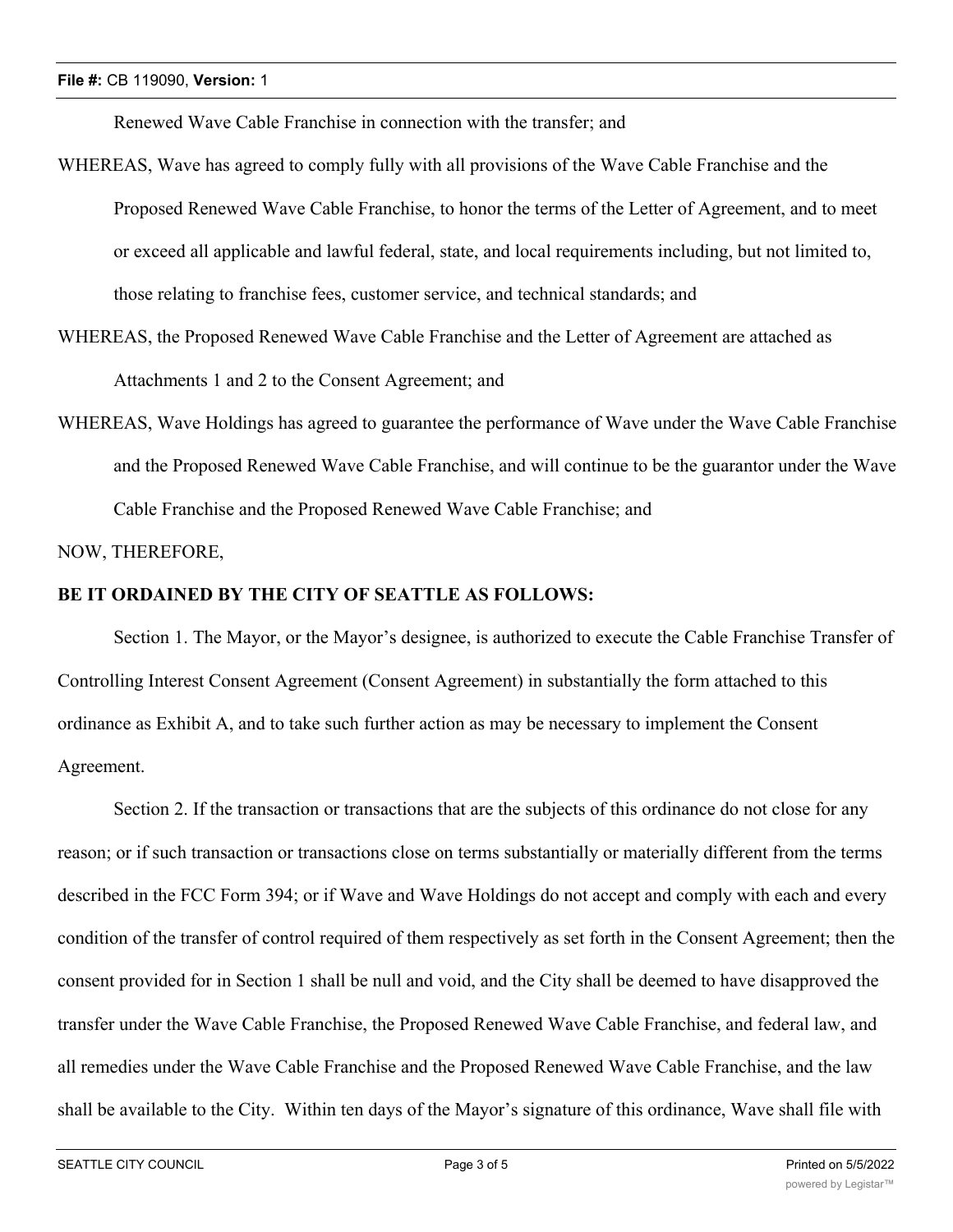Renewed Wave Cable Franchise in connection with the transfer; and

WHEREAS, Wave has agreed to comply fully with all provisions of the Wave Cable Franchise and the Proposed Renewed Wave Cable Franchise, to honor the terms of the Letter of Agreement, and to meet or exceed all applicable and lawful federal, state, and local requirements including, but not limited to, those relating to franchise fees, customer service, and technical standards; and

WHEREAS, the Proposed Renewed Wave Cable Franchise and the Letter of Agreement are attached as Attachments 1 and 2 to the Consent Agreement; and

WHEREAS, Wave Holdings has agreed to guarantee the performance of Wave under the Wave Cable Franchise and the Proposed Renewed Wave Cable Franchise, and will continue to be the guarantor under the Wave Cable Franchise and the Proposed Renewed Wave Cable Franchise; and

NOW, THEREFORE,

**BE IT ORDAINED BY THE CITY OF SEATTLE AS FOLLOWS:**

Section 1. The Mayor, or the Mayor's designee, is authorized to execute the Cable Franchise Transfer of Controlling Interest Consent Agreement (Consent Agreement) in substantially the form attached to this ordinance as Exhibit A, and to take such further action as may be necessary to implement the Consent Agreement.

Section 2. If the transaction or transactions that are the subjects of this ordinance do not close for any reason; or if such transaction or transactions close on terms substantially or materially different from the terms described in the FCC Form 394; or if Wave and Wave Holdings do not accept and comply with each and every condition of the transfer of control required of them respectively as set forth in the Consent Agreement; then the consent provided for in Section 1 shall be null and void, and the City shall be deemed to have disapproved the transfer under the Wave Cable Franchise, the Proposed Renewed Wave Cable Franchise, and federal law, and all remedies under the Wave Cable Franchise and the Proposed Renewed Wave Cable Franchise, and the law shall be available to the City. Within ten days of the Mayor's signature of this ordinance, Wave shall file with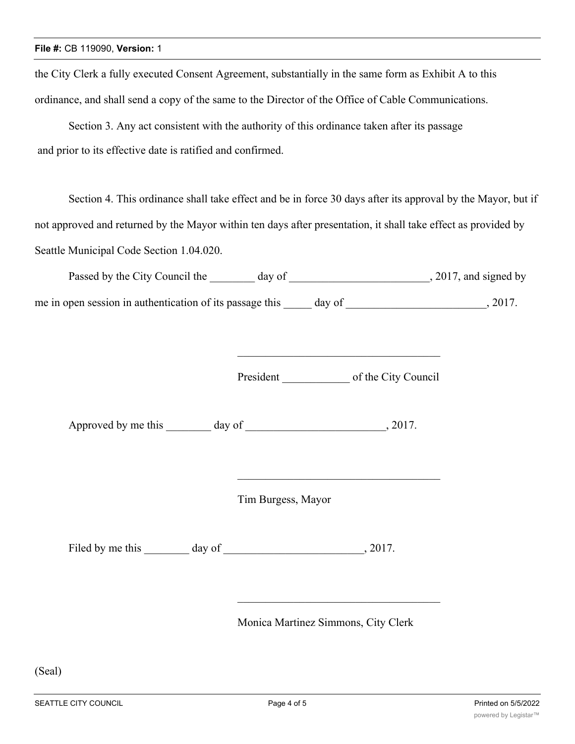the City Clerk a fully executed Consent Agreement, substantially in the same form as Exhibit A to this ordinance, and shall send a copy of the same to the Director of the Office of Cable Communications.

Section 3. Any act consistent with the authority of this ordinance taken after its passage and prior to its effective date is ratified and confirmed.

Section 4. This ordinance shall take effect and be in force 30 days after its approval by the Mayor, but if not approved and returned by the Mayor within ten days after presentation, it shall take effect as provided by Seattle Municipal Code Section 1.04.020.

Passed by the City Council the ________ day of _________________________, 2017, and signed by me in open session in authentication of its passage this _____ day of _________________________, 2017.

_____________________________________

President ____________ of the City Council

Approved by me this ________ day of _________________________, 2017.

_____________________________________

Tim Burgess, Mayor

Filed by me this ________ day of _________________________, 2017.

_____________________________________

Monica Martinez Simmons, City Clerk

(Seal)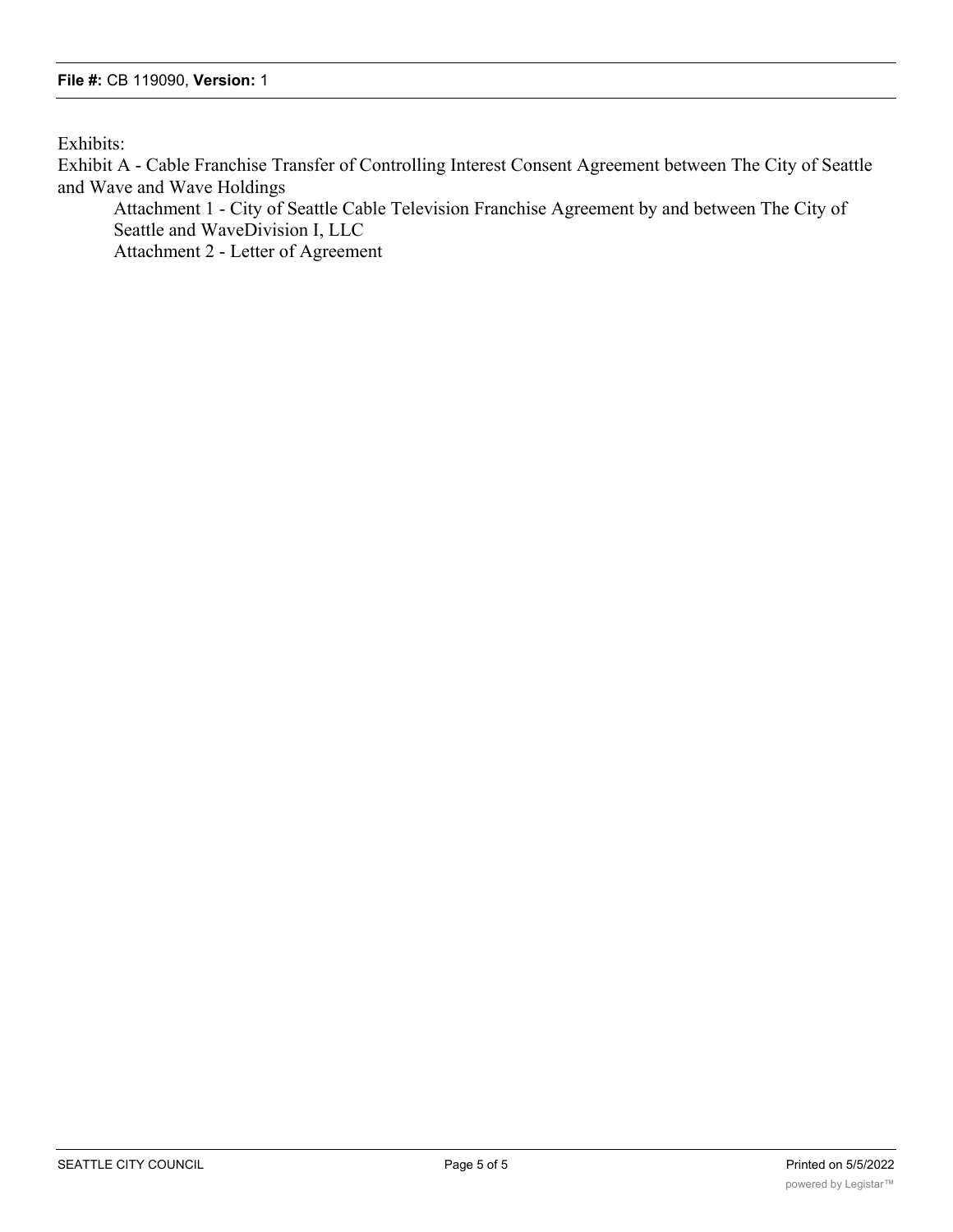Exhibits:

Exhibit A - Cable Franchise Transfer of Controlling Interest Consent Agreement between The City of Seattle and Wave and Wave Holdings

- Attachment 1 - City of Seattle Cable Television Franchise Agreement by and between The City of Seattle and WaveDivision I, LLC
- Attachment 2 - Letter of Agreement